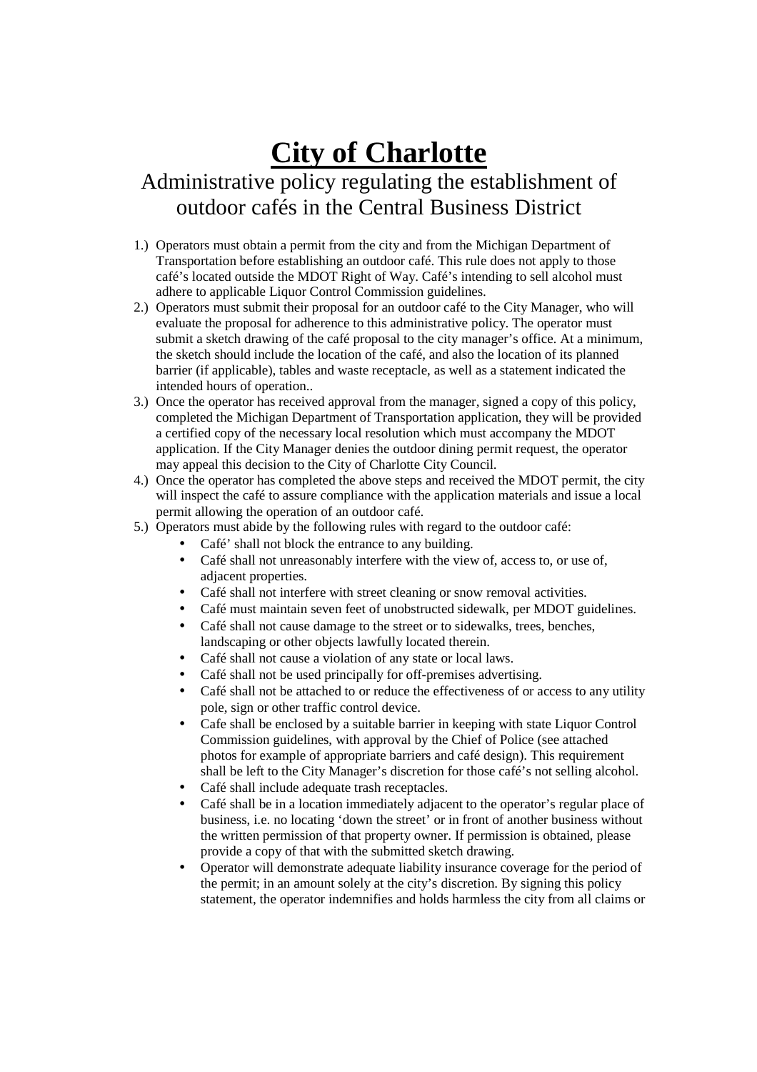# City of Charlotte

## Administrative policy regulating the establishment of outdoor cafés in the Central Business District

1.) Operators must obtain a permit from the city and from the Michigan Department of Transportation before establishing an outdoor café. This rule does not apply to those café's located outside the MDOT Right of Way. Café's intending to sell alcohol must adhere to applicable Liquor Control Commission guidelines.

2.) Operators must submit their proposal for an outdoor café to the City Manager, who will evaluate the proposal for adherence to this administrative policy. The operator must submit a sketch drawing of the café proposal to the city manager's office. At a minimum, the sketch should include the location of the café, and also the location of its planned barrier (if applicable), tables and waste receptacle, as well as a statement indicated the intended hours of operation..

3.) Once the operator has received approval from the manager, signed a copy of this policy, completed the Michigan Department of Transportation application, they will be provided a certified copy of the necessary local resolution which must accompany the MDOT application. If the City Manager denies the outdoor dining permit request, the operator may appeal this decision to the City of Charlotte City Council.

4.) Once the operator has completed the above steps and received the MDOT permit, the city will inspect the café to assure compliance with the application materials and issue a local permit allowing the operation of an outdoor café.

5.) Operators must abide by the following rules with regard to the outdoor café:
   - Café' shall not block the entrance to any building.
   - Café shall not unreasonably interfere with the view of, access to, or use of, adjacent properties.
   - Café shall not interfere with street cleaning or snow removal activities.
   - Café must maintain seven feet of unobstructed sidewalk, per MDOT guidelines.
   - Café shall not cause damage to the street or to sidewalks, trees, benches, landscaping or other objects lawfully located therein.
   - Café shall not cause a violation of any state or local laws.
   - Café shall not be used principally for off-premises advertising.
   - Café shall not be attached to or reduce the effectiveness of or access to any utility pole, sign or other traffic control device.
   - Cafe shall be enclosed by a suitable barrier in keeping with state Liquor Control Commission guidelines, with approval by the Chief of Police (see attached photos for example of appropriate barriers and café design). This requirement shall be left to the City Manager's discretion for those café's not selling alcohol.
   - Café shall include adequate trash receptacles.
   - Café shall be in a location immediately adjacent to the operator's regular place of business, i.e. no locating 'down the street' or in front of another business without the written permission of that property owner. If permission is obtained, please provide a copy of that with the submitted sketch drawing.
   - Operator will demonstrate adequate liability insurance coverage for the period of the permit; in an amount solely at the city's discretion. By signing this policy statement, the operator indemnifies and holds harmless the city from all claims or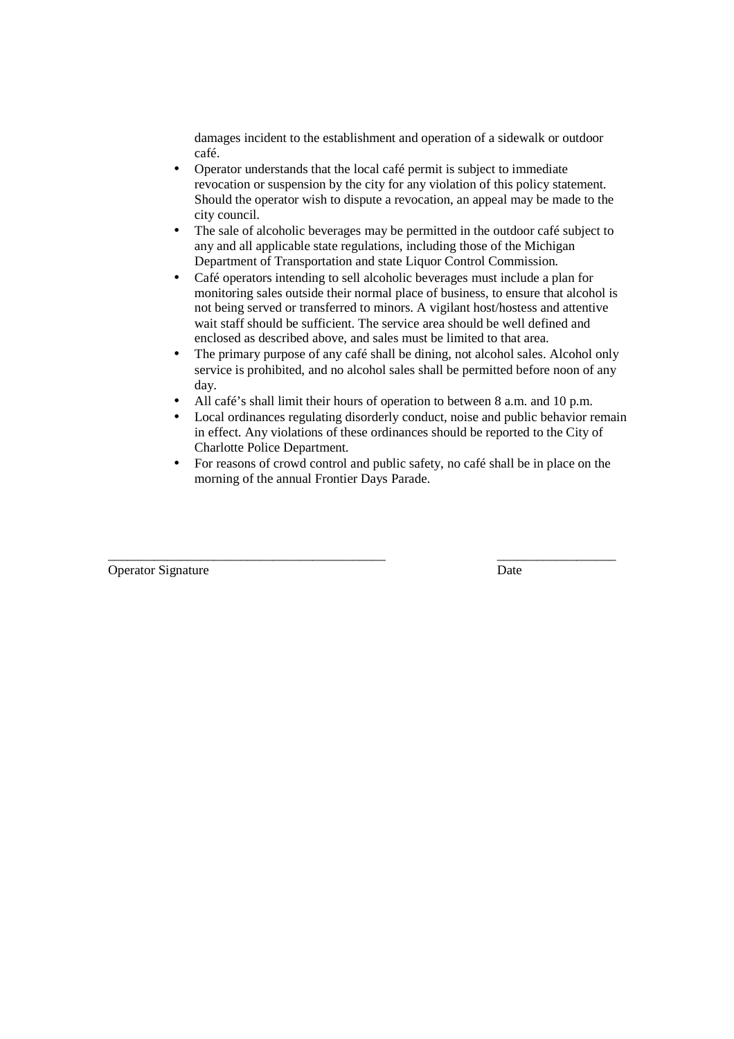damages incident to the establishment and operation of a sidewalk or outdoor café.

- Operator understands that the local café permit is subject to immediate revocation or suspension by the city for any violation of this policy statement. Should the operator wish to dispute a revocation, an appeal may be made to the city council.
- The sale of alcoholic beverages may be permitted in the outdoor café subject to any and all applicable state regulations, including those of the Michigan Department of Transportation and state Liquor Control Commission.
- Café operators intending to sell alcoholic beverages must include a plan for monitoring sales outside their normal place of business, to ensure that alcohol is not being served or transferred to minors. A vigilant host/hostess and attentive wait staff should be sufficient. The service area should be well defined and enclosed as described above, and sales must be limited to that area.
- The primary purpose of any café shall be dining, not alcohol sales. Alcohol only service is prohibited, and no alcohol sales shall be permitted before noon of any day.
- All café's shall limit their hours of operation to between 8 a.m. and 10 p.m.
- Local ordinances regulating disorderly conduct, noise and public behavior remain in effect. Any violations of these ordinances should be reported to the City of Charlotte Police Department.
- For reasons of crowd control and public safety, no café shall be in place on the morning of the annual Frontier Days Parade.

\_\_\_\_\_\_\_\_\_\_\_\_\_\_\_\_\_\_\_\_\_\_\_\_\_\_\_\_\_\_\_\_\_\_\_\_\_\_\_\_\_\_ \_\_\_\_\_\_\_\_\_\_\_\_\_\_\_\_\_\_

Operator Signature Date